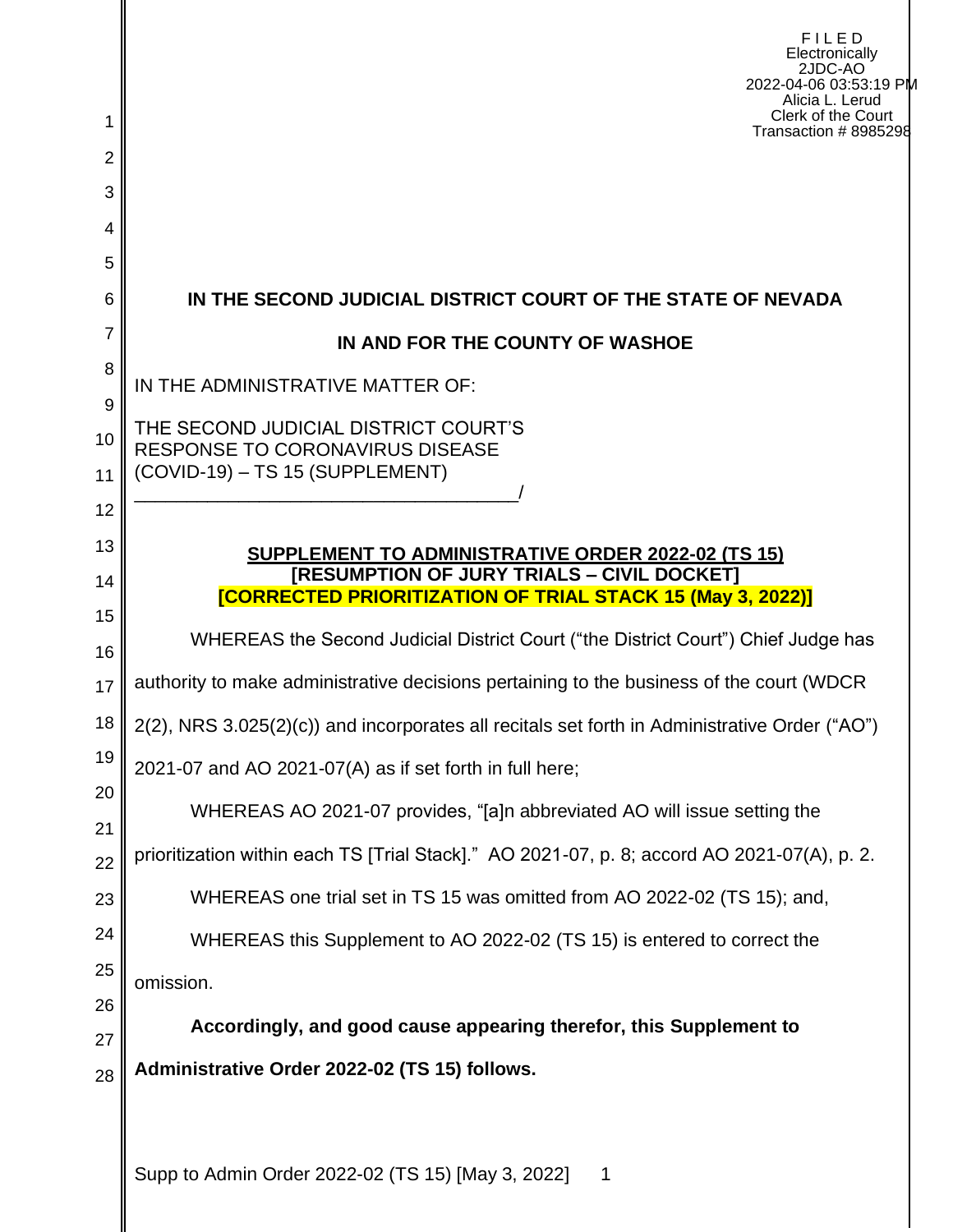F I L E D
Electronically
2JDC-AO
2022-04-06 03:53:19 PM
Alicia L. Lerud
Clerk of the Court
Transaction # 8985298

**IN THE SECOND JUDICIAL DISTRICT COURT OF THE STATE OF NEVADA**

**IN AND FOR THE COUNTY OF WASHOE**

IN THE ADMINISTRATIVE MATTER OF:

THE SECOND JUDICIAL DISTRICT COURT'S RESPONSE TO CORONAVIRUS DISEASE (COVID-19) – TS 15 (SUPPLEMENT)
______________________________________/

**SUPPLEMENT TO ADMINISTRATIVE ORDER 2022-02 (TS 15)**
**[RESUMPTION OF JURY TRIALS – CIVIL DOCKET]**
**[CORRECTED PRIORITIZATION OF TRIAL STACK 15 (May 3, 2022)]**

WHEREAS the Second Judicial District Court ("the District Court") Chief Judge has authority to make administrative decisions pertaining to the business of the court (WDCR 2(2), NRS 3.025(2)(c)) and incorporates all recitals set forth in Administrative Order ("AO") 2021-07 and AO 2021-07(A) as if set forth in full here;

WHEREAS AO 2021-07 provides, "[a]n abbreviated AO will issue setting the prioritization within each TS [Trial Stack]." AO 2021-07, p. 8; accord AO 2021-07(A), p. 2.

WHEREAS one trial set in TS 15 was omitted from AO 2022-02 (TS 15); and,

WHEREAS this Supplement to AO 2022-02 (TS 15) is entered to correct the omission.

**Accordingly, and good cause appearing therefor, this Supplement to Administrative Order 2022-02 (TS 15) follows.**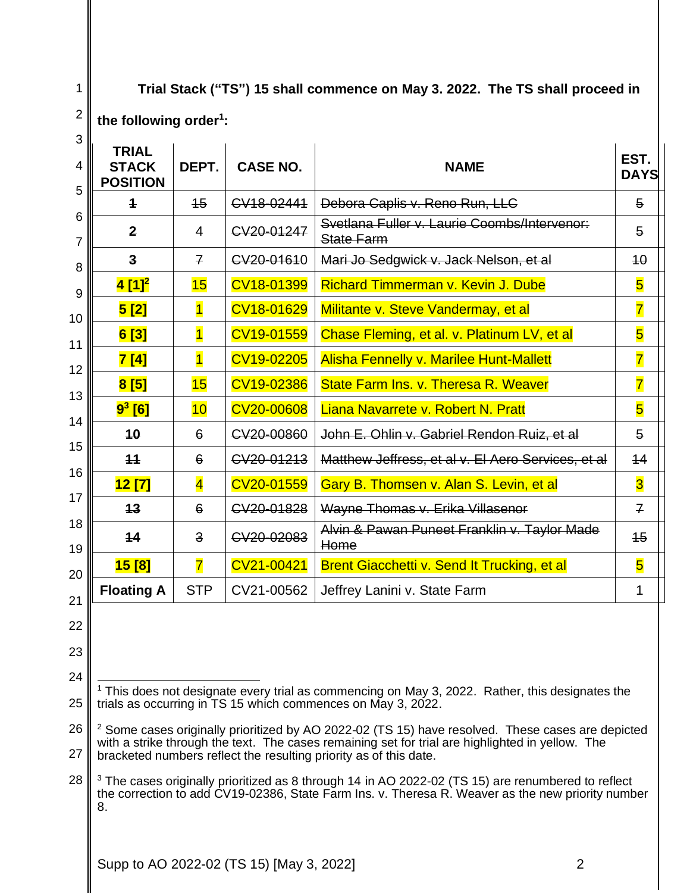**Trial Stack ("TS") 15 shall commence on May 3. 2022. The TS shall proceed in the following order[1]:**

| TRIAL STACK POSITION | DEPT. | CASE NO. | NAME | EST. DAYS |
|---|---|---|---|---|
| ~~1~~ | ~~15~~ | ~~CV18-02441~~ | ~~Debora Caplis v. Reno Run, LLC~~ | ~~5~~ |
| ~~2~~ | ~~4~~ | ~~CV20-01247~~ | ~~Svetlana Fuller v. Laurie Coombs/Intervenor: State Farm~~ | ~~5~~ |
| ~~3~~ | ~~7~~ | ~~CV20-01610~~ | ~~Mari Jo Sedgwick v. Jack Nelson, et al~~ | ~~10~~ |
| **4 [1][2]** | 15 | CV18-01399 | Richard Timmerman v. Kevin J. Dube | 5 |
| **5 [2]** | 1 | CV18-01629 | Militante v. Steve Vandermay, et al | 7 |
| **6 [3]** | 1 | CV19-01559 | Chase Fleming, et al. v. Platinum LV, et al | 5 |
| **7 [4]** | 1 | CV19-02205 | Alisha Fennelly v. Marilee Hunt-Mallett | 7 |
| **8 [5]** | 15 | CV19-02386 | State Farm Ins. v. Theresa R. Weaver | 7 |
| **9[3] [6]** | 10 | CV20-00608 | Liana Navarrete v. Robert N. Pratt | 5 |
| ~~10~~ | ~~6~~ | ~~CV20-00860~~ | ~~John E. Ohlin v. Gabriel Rendon Ruiz, et al~~ | ~~5~~ |
| ~~11~~ | ~~6~~ | ~~CV20-01213~~ | ~~Matthew Jeffress, et al v. El Aero Services, et al~~ | ~~14~~ |
| **12 [7]** | 4 | CV20-01559 | Gary B. Thomsen v. Alan S. Levin, et al | 3 |
| ~~13~~ | ~~6~~ | ~~CV20-01828~~ | ~~Wayne Thomas v. Erika Villasenor~~ | ~~7~~ |
| ~~14~~ | ~~3~~ | ~~CV20-02083~~ | ~~Alvin & Pawan Puneet Franklin v. Taylor Made Home~~ | ~~15~~ |
| **15 [8]** | 7 | CV21-00421 | Brent Giacchetti v. Send It Trucking, et al | 5 |
| **Floating A** | STP | CV21-00562 | Jeffrey Lanini v. State Farm | 1 |

[1] This does not designate every trial as commencing on May 3, 2022. Rather, this designates the trials as occurring in TS 15 which commences on May 3, 2022.

[2] Some cases originally prioritized by AO 2022-02 (TS 15) have resolved. These cases are depicted with a strike through the text. The cases remaining set for trial are highlighted in yellow. The bracketed numbers reflect the resulting priority as of this date.

[3] The cases originally prioritized as 8 through 14 in AO 2022-02 (TS 15) are renumbered to reflect the correction to add CV19-02386, State Farm Ins. v. Theresa R. Weaver as the new priority number 8.

Supp to AO 2022-02 (TS 15) [May 3, 2022]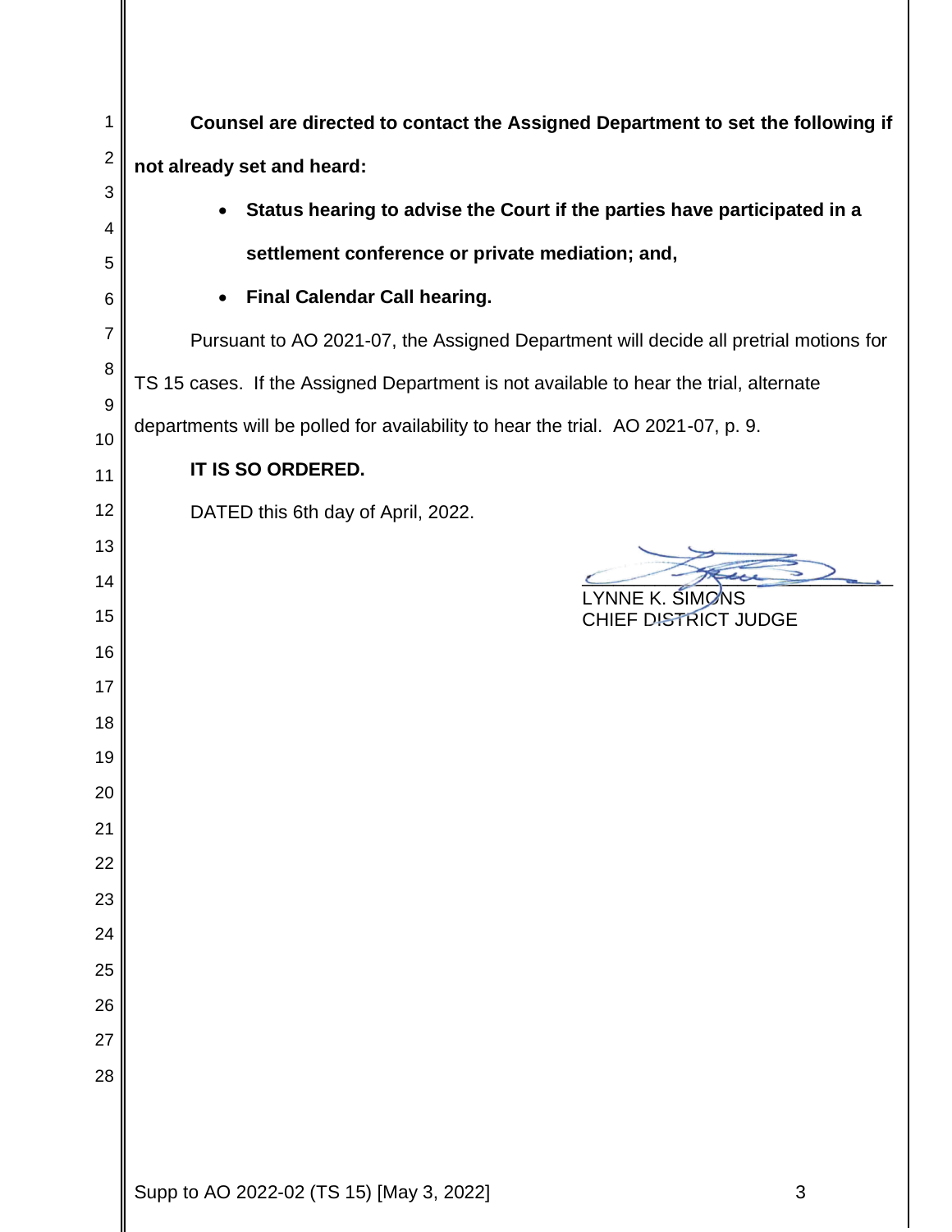**Counsel are directed to contact the Assigned Department to set the following if not already set and heard:**

- **Status hearing to advise the Court if the parties have participated in a settlement conference or private mediation; and,**
- **Final Calendar Call hearing.**

Pursuant to AO 2021-07, the Assigned Department will decide all pretrial motions for TS 15 cases. If the Assigned Department is not available to hear the trial, alternate departments will be polled for availability to hear the trial. AO 2021-07, p. 9.

**IT IS SO ORDERED.**

DATED this 6th day of April, 2022.

LYNNE K. SIMONS
CHIEF DISTRICT JUDGE